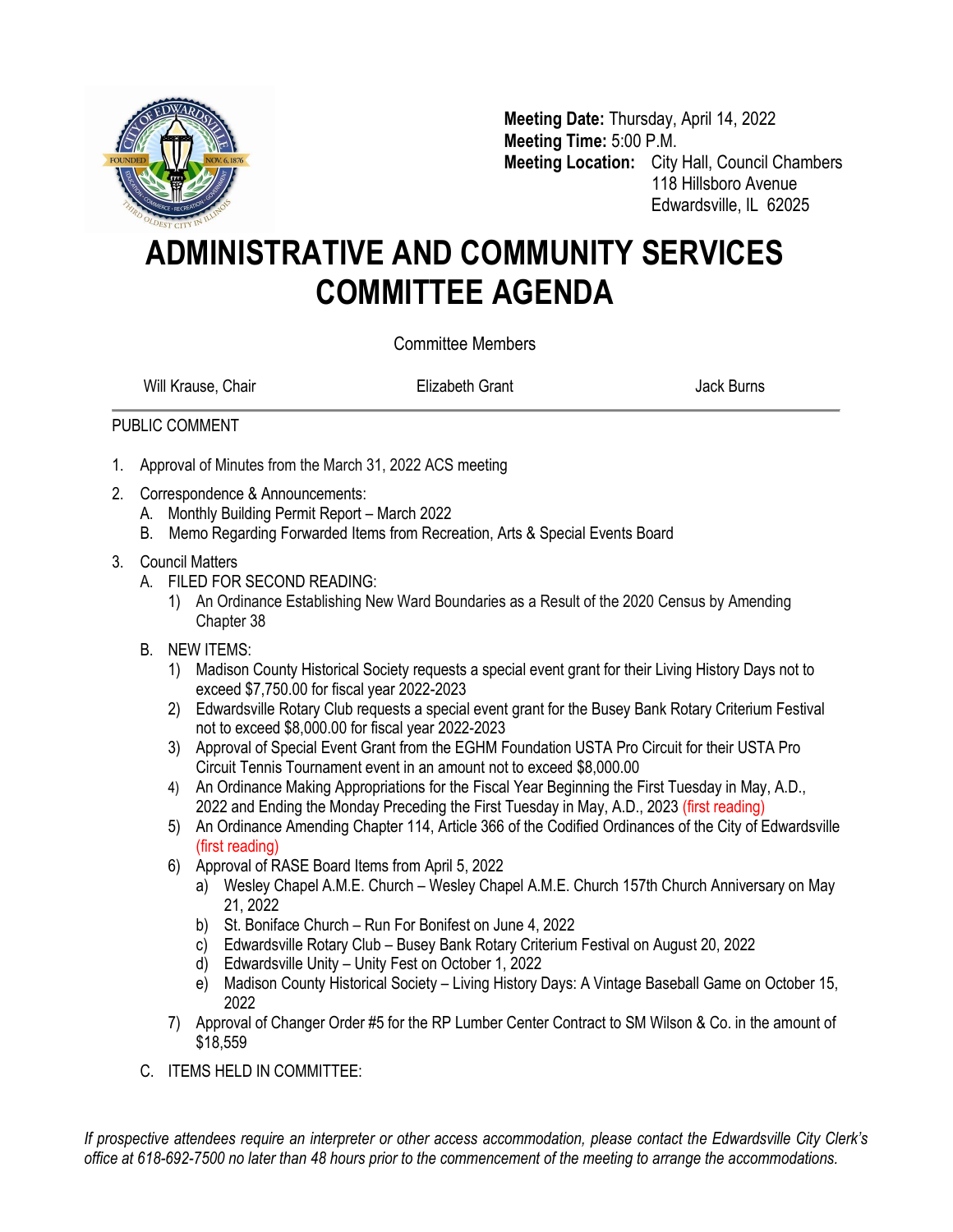**Meeting Date:** Thursday, April 14, 2022
**Meeting Time:** 5:00 P.M.
**Meeting Location:** City Hall, Council Chambers
118 Hillsboro Avenue
Edwardsville, IL 62025

# ADMINISTRATIVE AND COMMUNITY SERVICES COMMITTEE AGENDA

Committee Members

Will Krause, Chair — Elizabeth Grant — Jack Burns

PUBLIC COMMENT

1. Approval of Minutes from the March 31, 2022 ACS meeting
2. Correspondence & Announcements:
   A. Monthly Building Permit Report – March 2022
   B. Memo Regarding Forwarded Items from Recreation, Arts & Special Events Board
3. Council Matters
   A. FILED FOR SECOND READING:
      1) An Ordinance Establishing New Ward Boundaries as a Result of the 2020 Census by Amending Chapter 38
   B. NEW ITEMS:
      1) Madison County Historical Society requests a special event grant for their Living History Days not to exceed $7,750.00 for fiscal year 2022-2023
      2) Edwardsville Rotary Club requests a special event grant for the Busey Bank Rotary Criterium Festival not to exceed $8,000.00 for fiscal year 2022-2023
      3) Approval of Special Event Grant from the EGHM Foundation USTA Pro Circuit for their USTA Pro Circuit Tennis Tournament event in an amount not to exceed $8,000.00
      4) An Ordinance Making Appropriations for the Fiscal Year Beginning the First Tuesday in May, A.D., 2022 and Ending the Monday Preceding the First Tuesday in May, A.D., 2023 (first reading)
      5) An Ordinance Amending Chapter 114, Article 366 of the Codified Ordinances of the City of Edwardsville (first reading)
      6) Approval of RASE Board Items from April 5, 2022
         a) Wesley Chapel A.M.E. Church – Wesley Chapel A.M.E. Church 157th Church Anniversary on May 21, 2022
         b) St. Boniface Church – Run For Bonifest on June 4, 2022
         c) Edwardsville Rotary Club – Busey Bank Rotary Criterium Festival on August 20, 2022
         d) Edwardsville Unity – Unity Fest on October 1, 2022
         e) Madison County Historical Society – Living History Days: A Vintage Baseball Game on October 15, 2022
      7) Approval of Changer Order #5 for the RP Lumber Center Contract to SM Wilson & Co. in the amount of $18,559
   C. ITEMS HELD IN COMMITTEE:

*If prospective attendees require an interpreter or other access accommodation, please contact the Edwardsville City Clerk's office at 618-692-7500 no later than 48 hours prior to the commencement of the meeting to arrange the accommodations.*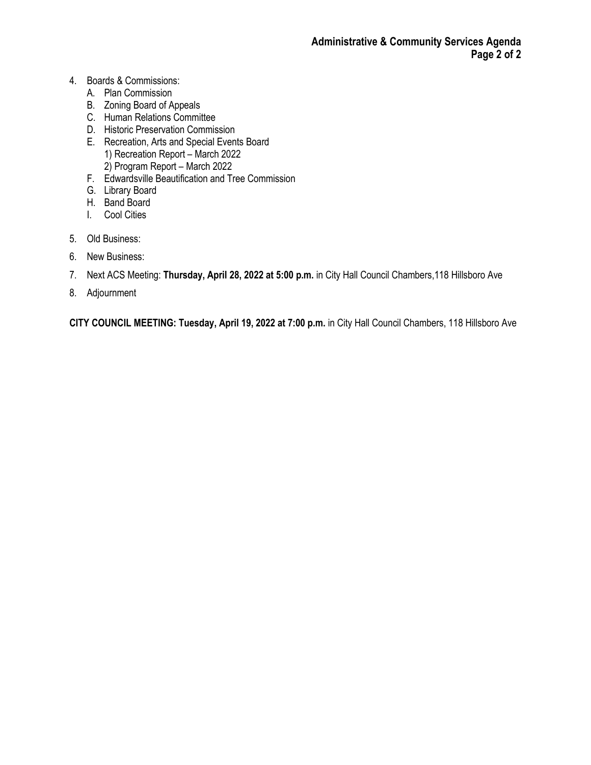4. Boards & Commissions:
   - A. Plan Commission
   - B. Zoning Board of Appeals
   - C. Human Relations Committee
   - D. Historic Preservation Commission
   - E. Recreation, Arts and Special Events Board
     - 1) Recreation Report – March 2022
     - 2) Program Report – March 2022
   - F. Edwardsville Beautification and Tree Commission
   - G. Library Board
   - H. Band Board
   - I. Cool Cities
5. Old Business:
6. New Business:
7. Next ACS Meeting: **Thursday, April 28, 2022 at 5:00 p.m.** in City Hall Council Chambers,118 Hillsboro Ave
8. Adjournment

**CITY COUNCIL MEETING: Tuesday, April 19, 2022 at 7:00 p.m.** in City Hall Council Chambers, 118 Hillsboro Ave